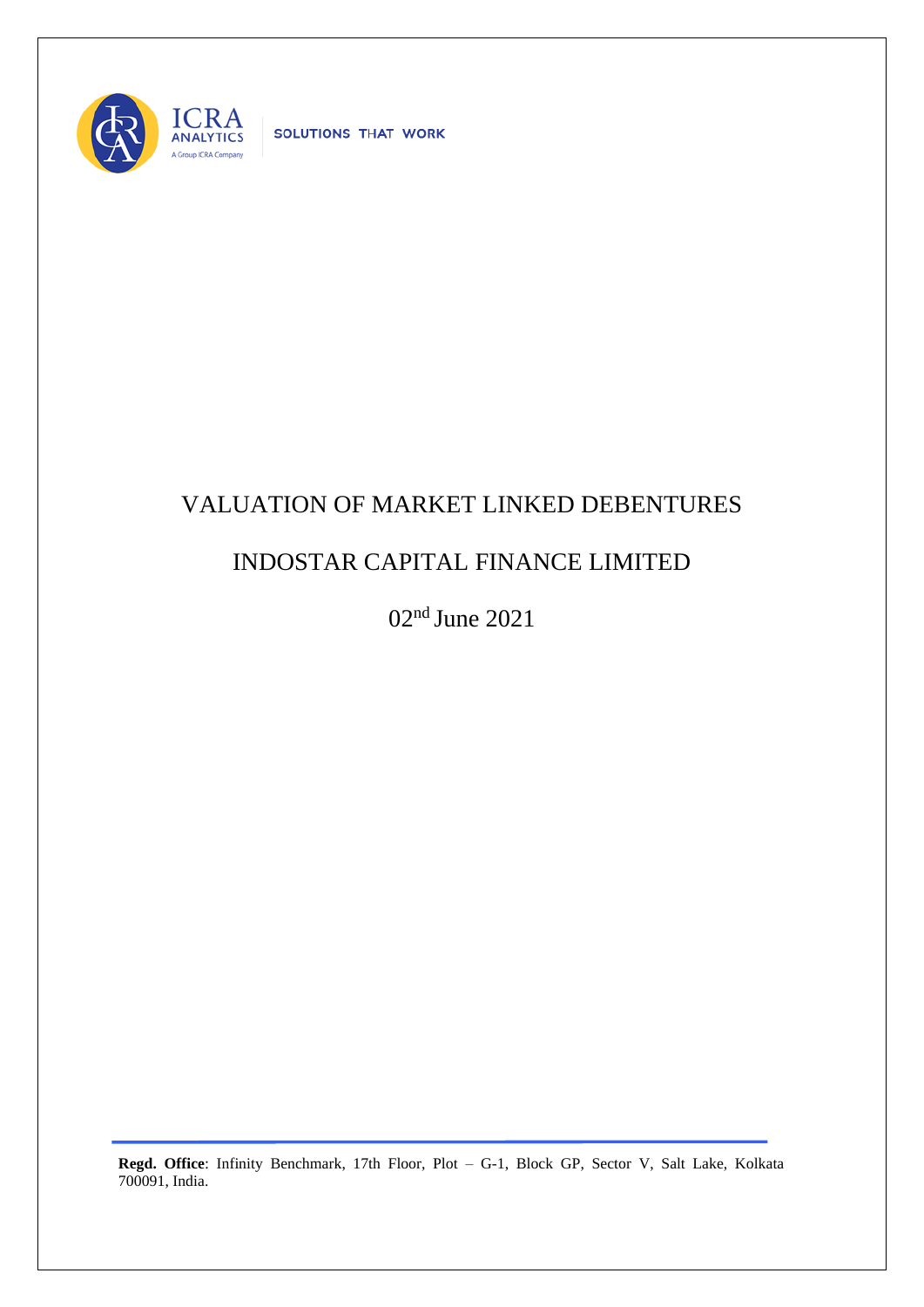ICRA ANALYTICS

A Group ICRA Company

SOLUTIONS THAT WORK

# VALUATION OF MARKET LINKED DEBENTURES

# INDOSTAR CAPITAL FINANCE LIMITED

02nd June 2021

**Regd. Office**: Infinity Benchmark, 17th Floor, Plot – G-1, Block GP, Sector V, Salt Lake, Kolkata 700091, India.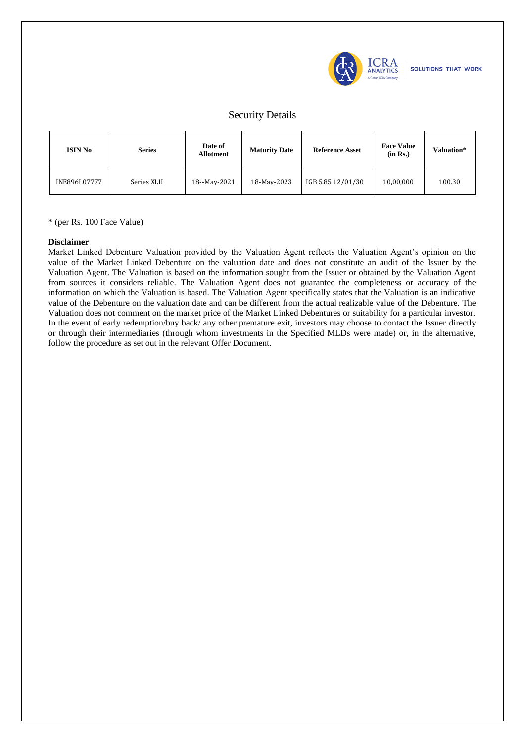## Security Details

| ISIN No | Series | Date of Allotment | Maturity Date | Reference Asset | Face Value (in Rs.) | Valuation* |
|---|---|---|---|---|---|---|
| INE896L07777 | Series XLII | 18--May-2021 | 18-May-2023 | IGB 5.85 12/01/30 | 10,00,000 | 100.30 |

* (per Rs. 100 Face Value)

**Disclaimer**

Market Linked Debenture Valuation provided by the Valuation Agent reflects the Valuation Agent's opinion on the value of the Market Linked Debenture on the valuation date and does not constitute an audit of the Issuer by the Valuation Agent. The Valuation is based on the information sought from the Issuer or obtained by the Valuation Agent from sources it considers reliable. The Valuation Agent does not guarantee the completeness or accuracy of the information on which the Valuation is based. The Valuation Agent specifically states that the Valuation is an indicative value of the Debenture on the valuation date and can be different from the actual realizable value of the Debenture. The Valuation does not comment on the market price of the Market Linked Debentures or suitability for a particular investor. In the event of early redemption/buy back/ any other premature exit, investors may choose to contact the Issuer directly or through their intermediaries (through whom investments in the Specified MLDs were made) or, in the alternative, follow the procedure as set out in the relevant Offer Document.